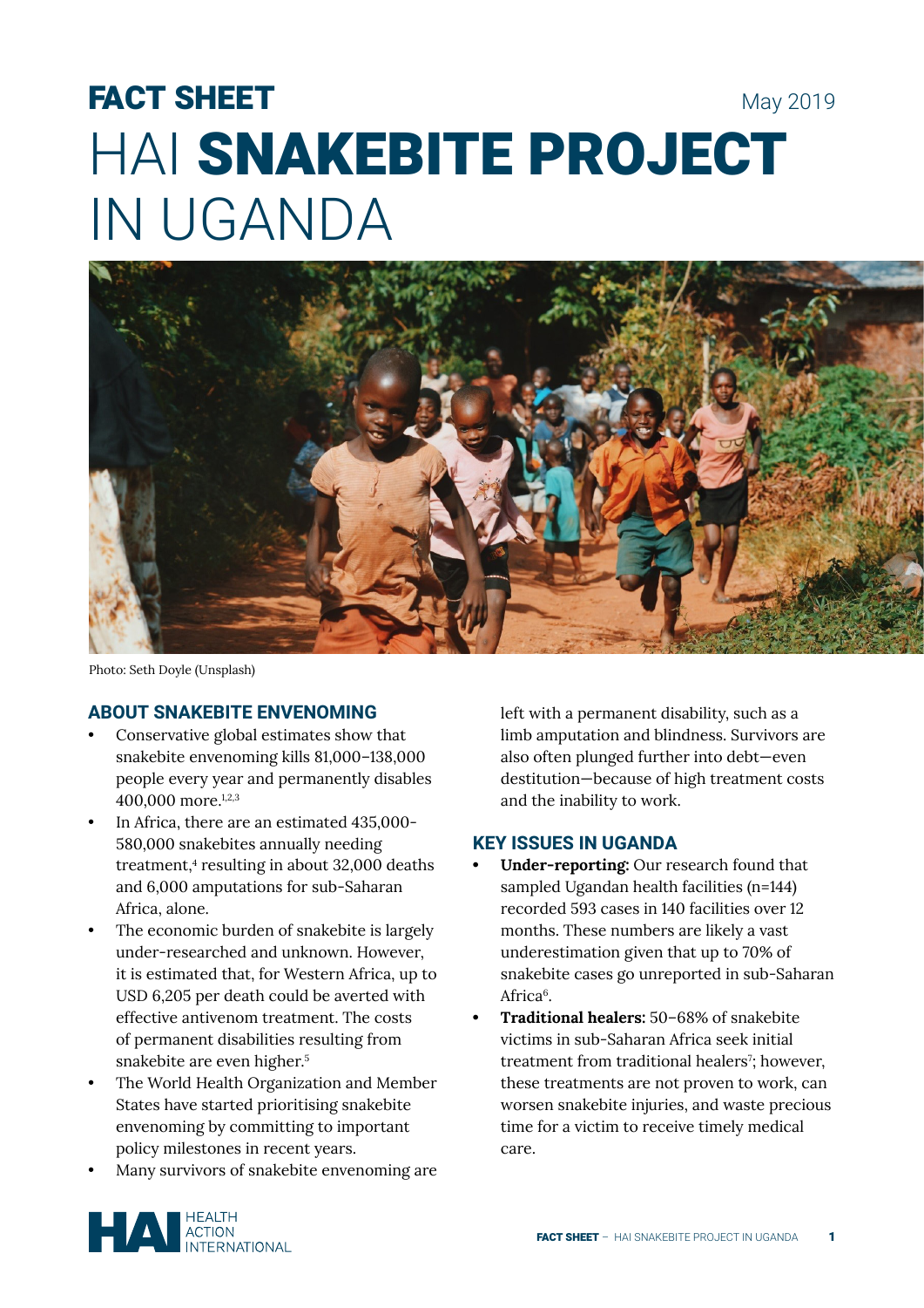# FACT SHEET

May 2019

# HAI **SNAKEBITE PROJECT** IN UGANDA

Photo: Seth Doyle (Unsplash)

## ABOUT SNAKEBITE ENVENOMING

- Conservative global estimates show that snakebite envenoming kills 81,000–138,000 people every year and permanently disables 400,000 more.[1,2,3]
- In Africa, there are an estimated 435,000-580,000 snakebites annually needing treatment,[4] resulting in about 32,000 deaths and 6,000 amputations for sub-Saharan Africa, alone.
- The economic burden of snakebite is largely under-researched and unknown. However, it is estimated that, for Western Africa, up to USD 6,205 per death could be averted with effective antivenom treatment. The costs of permanent disabilities resulting from snakebite are even higher.[5]
- The World Health Organization and Member States have started prioritising snakebite envenoming by committing to important policy milestones in recent years.
- Many survivors of snakebite envenoming are left with a permanent disability, such as a limb amputation and blindness. Survivors are also often plunged further into debt—even destitution—because of high treatment costs and the inability to work.

## KEY ISSUES IN UGANDA

- **Under-reporting:** Our research found that sampled Ugandan health facilities (n=144) recorded 593 cases in 140 facilities over 12 months. These numbers are likely a vast underestimation given that up to 70% of snakebite cases go unreported in sub-Saharan Africa[6].
- **Traditional healers:** 50–68% of snakebite victims in sub-Saharan Africa seek initial treatment from traditional healers[7]; however, these treatments are not proven to work, can worsen snakebite injuries, and waste precious time for a victim to receive timely medical care.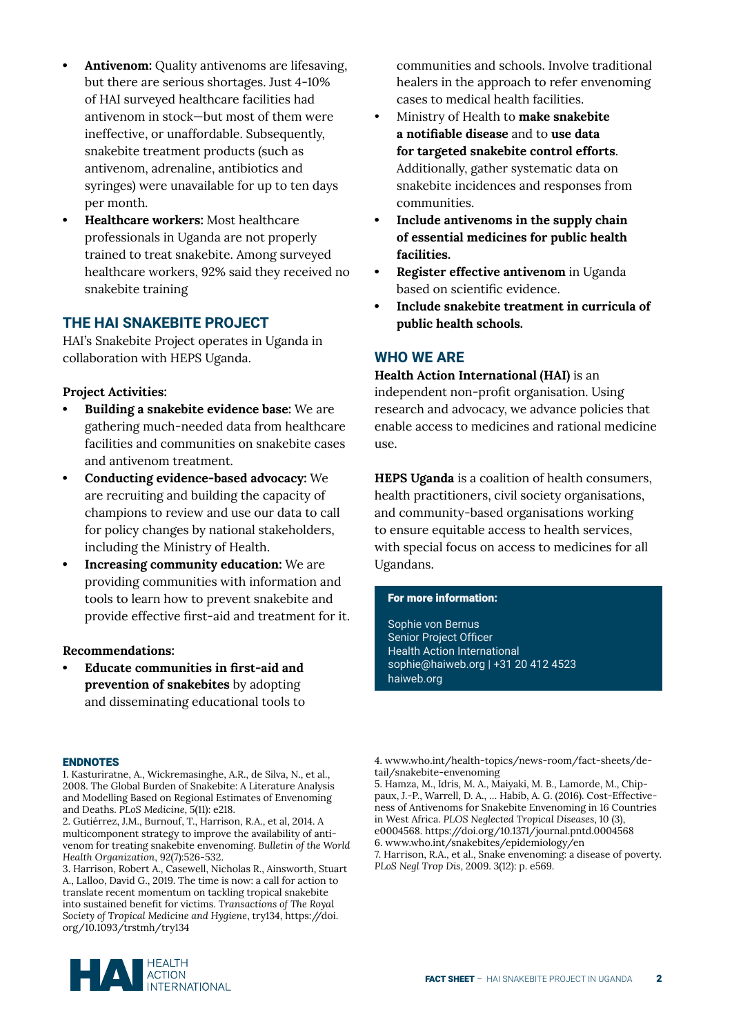- **Antivenom:** Quality antivenoms are lifesaving, but there are serious shortages. Just 4-10% of HAI surveyed healthcare facilities had antivenom in stock—but most of them were ineffective, or unaffordable. Subsequently, snakebite treatment products (such as antivenom, adrenaline, antibiotics and syringes) were unavailable for up to ten days per month.
- **Healthcare workers:** Most healthcare professionals in Uganda are not properly trained to treat snakebite. Among surveyed healthcare workers, 92% said they received no snakebite training

## THE HAI SNAKEBITE PROJECT

HAI's Snakebite Project operates in Uganda in collaboration with HEPS Uganda.

**Project Activities:**

- **Building a snakebite evidence base:** We are gathering much-needed data from healthcare facilities and communities on snakebite cases and antivenom treatment.
- **Conducting evidence-based advocacy:** We are recruiting and building the capacity of champions to review and use our data to call for policy changes by national stakeholders, including the Ministry of Health.
- **Increasing community education:** We are providing communities with information and tools to learn how to prevent snakebite and provide effective first-aid and treatment for it.

**Recommendations:**

- **Educate communities in first-aid and prevention of snakebites** by adopting and disseminating educational tools to communities and schools. Involve traditional healers in the approach to refer envenoming cases to medical health facilities.
- Ministry of Health to **make snakebite a notifiable disease** and to **use data for targeted snakebite control efforts**. Additionally, gather systematic data on snakebite incidences and responses from communities.
- **Include antivenoms in the supply chain of essential medicines for public health facilities.**
- **Register effective antivenom** in Uganda based on scientific evidence.
- **Include snakebite treatment in curricula of public health schools.**

## WHO WE ARE

**Health Action International (HAI)** is an independent non-profit organisation. Using research and advocacy, we advance policies that enable access to medicines and rational medicine use.

**HEPS Uganda** is a coalition of health consumers, health practitioners, civil society organisations, and community-based organisations working to ensure equitable access to health services, with special focus on access to medicines for all Ugandans.

**For more information:**

Sophie von Bernus
Senior Project Officer
Health Action International
sophie@haiweb.org | +31 20 412 4523
haiweb.org

### ENDNOTES

1. Kasturiratne, A., Wickremasinghe, A.R., de Silva, N., et al., 2008. The Global Burden of Snakebite: A Literature Analysis and Modelling Based on Regional Estimates of Envenoming and Deaths. *PLoS Medicine*, 5(11): e218.
2. Gutiérrez, J.M., Burnouf, T., Harrison, R.A., et al, 2014. A multicomponent strategy to improve the availability of antivenom for treating snakebite envenoming. *Bulletin of the World Health Organization*, 92(7):526-532.
3. Harrison, Robert A., Casewell, Nicholas R., Ainsworth, Stuart A., Lalloo, David G., 2019. The time is now: a call for action to translate recent momentum on tackling tropical snakebite into sustained benefit for victims. *Transactions of The Royal Society of Tropical Medicine and Hygiene*, try134, https://doi.org/10.1093/trstmh/try134
4. www.who.int/health-topics/news-room/fact-sheets/detail/snakebite-envenoming
5. Hamza, M., Idris, M. A., Maiyaki, M. B., Lamorde, M., Chippaux, J.-P., Warrell, D. A., ... Habib, A. G. (2016). Cost-Effectiveness of Antivenoms for Snakebite Envenoming in 16 Countries in West Africa. *PLOS Neglected Tropical Diseases*, 10 (3), e0004568. https://doi.org/10.1371/journal.pntd.0004568
6. www.who.int/snakebites/epidemiology/en
7. Harrison, R.A., et al., Snake envenoming: a disease of poverty. *PLoS Negl Trop Dis*, 2009. 3(12): p. e569.